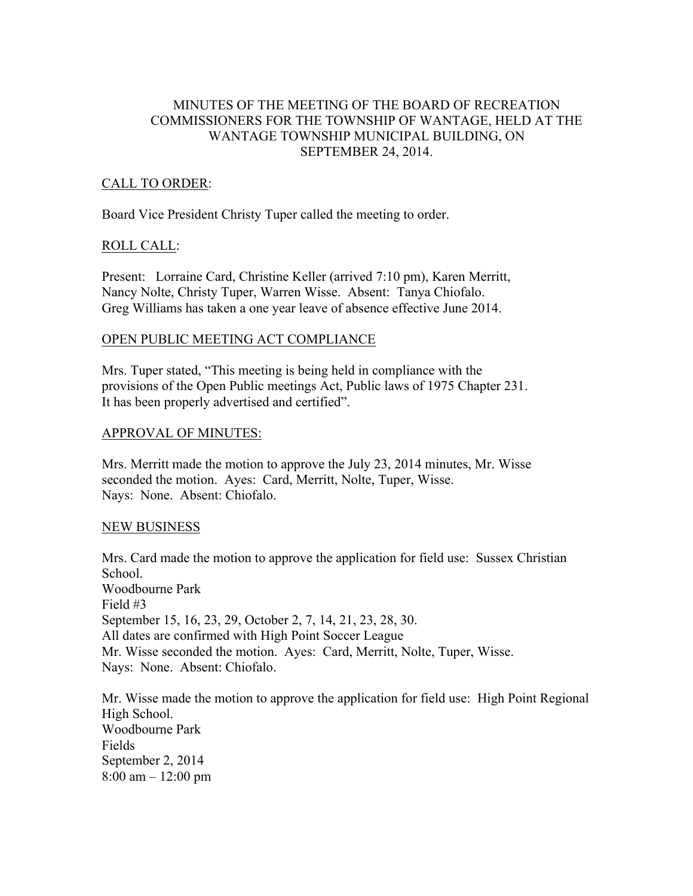# MINUTES OF THE MEETING OF THE BOARD OF RECREATION COMMISSIONERS FOR THE TOWNSHIP OF WANTAGE, HELD AT THE WANTAGE TOWNSHIP MUNICIPAL BUILDING, ON SEPTEMBER 24, 2014.

## CALL TO ORDER:

Board Vice President Christy Tuper called the meeting to order.

## ROLL CALL:

Present: Lorraine Card, Christine Keller (arrived 7:10 pm), Karen Merritt, Nancy Nolte, Christy Tuper, Warren Wisse. Absent: Tanya Chiofalo. Greg Williams has taken a one year leave of absence effective June 2014.

## OPEN PUBLIC MEETING ACT COMPLIANCE

Mrs. Tuper stated, "This meeting is being held in compliance with the provisions of the Open Public meetings Act, Public laws of 1975 Chapter 231. It has been properly advertised and certified".

## APPROVAL OF MINUTES:

Mrs. Merritt made the motion to approve the July 23, 2014 minutes, Mr. Wisse seconded the motion. Ayes: Card, Merritt, Nolte, Tuper, Wisse. Nays: None. Absent: Chiofalo.

## NEW BUSINESS

Mrs. Card made the motion to approve the application for field use: Sussex Christian School.
Woodbourne Park
Field #3
September 15, 16, 23, 29, October 2, 7, 14, 21, 23, 28, 30.
All dates are confirmed with High Point Soccer League
Mr. Wisse seconded the motion. Ayes: Card, Merritt, Nolte, Tuper, Wisse. Nays: None. Absent: Chiofalo.

Mr. Wisse made the motion to approve the application for field use: High Point Regional High School.
Woodbourne Park
Fields
September 2, 2014
8:00 am – 12:00 pm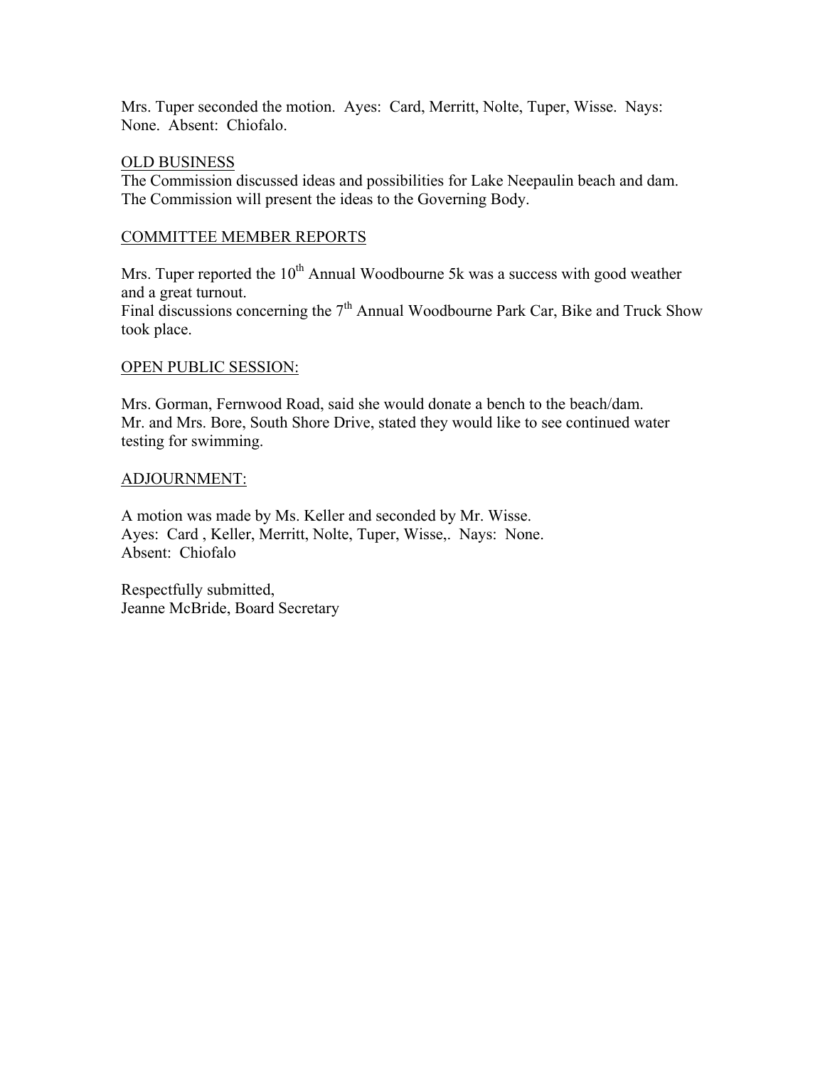Mrs. Tuper seconded the motion. Ayes: Card, Merritt, Nolte, Tuper, Wisse. Nays: None. Absent: Chiofalo.

## OLD BUSINESS

The Commission discussed ideas and possibilities for Lake Neepaulin beach and dam. The Commission will present the ideas to the Governing Body.

## COMMITTEE MEMBER REPORTS

Mrs. Tuper reported the 10th Annual Woodbourne 5k was a success with good weather and a great turnout.
Final discussions concerning the 7th Annual Woodbourne Park Car, Bike and Truck Show took place.

## OPEN PUBLIC SESSION:

Mrs. Gorman, Fernwood Road, said she would donate a bench to the beach/dam.
Mr. and Mrs. Bore, South Shore Drive, stated they would like to see continued water testing for swimming.

## ADJOURNMENT:

A motion was made by Ms. Keller and seconded by Mr. Wisse.
Ayes: Card , Keller, Merritt, Nolte, Tuper, Wisse,. Nays: None.
Absent: Chiofalo

Respectfully submitted,
Jeanne McBride, Board Secretary